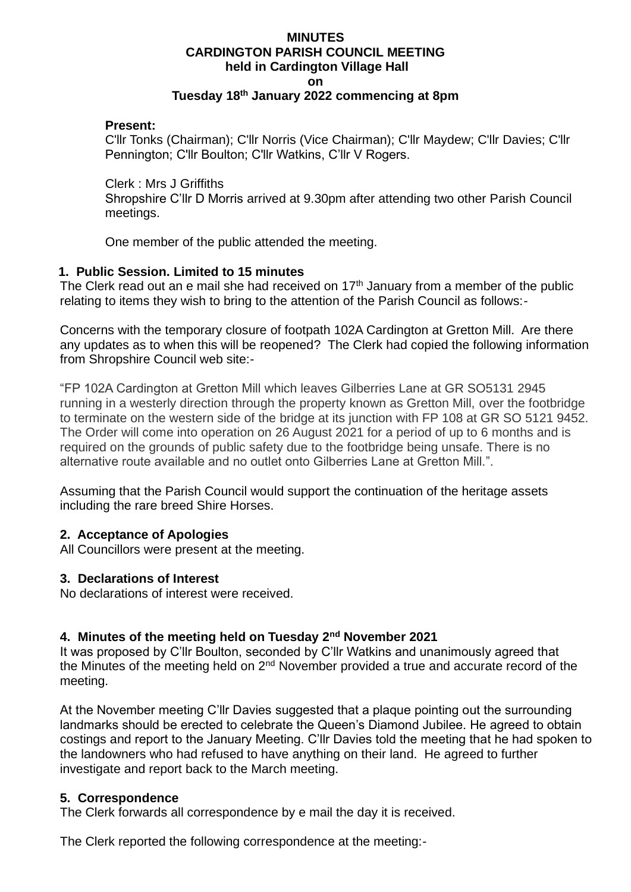**MINUTES**
**CARDINGTON PARISH COUNCIL MEETING**
**held in Cardington Village Hall**
**on**
**Tuesday 18th January 2022 commencing at 8pm**

**Present:**
C'llr Tonks (Chairman); C'llr Norris (Vice Chairman); C'llr Maydew; C'llr Davies; C'llr Pennington; C'llr Boulton; C'llr Watkins, C'llr V Rogers.

Clerk : Mrs J Griffiths
Shropshire C'llr D Morris arrived at 9.30pm after attending two other Parish Council meetings.

One member of the public attended the meeting.

**1. Public Session. Limited to 15 minutes**

The Clerk read out an e mail she had received on 17th January from a member of the public relating to items they wish to bring to the attention of the Parish Council as follows:-

Concerns with the temporary closure of footpath 102A Cardington at Gretton Mill. Are there any updates as to when this will be reopened? The Clerk had copied the following information from Shropshire Council web site:-

"FP 102A Cardington at Gretton Mill which leaves Gilberries Lane at GR SO5131 2945 running in a westerly direction through the property known as Gretton Mill, over the footbridge to terminate on the western side of the bridge at its junction with FP 108 at GR SO 5121 9452. The Order will come into operation on 26 August 2021 for a period of up to 6 months and is required on the grounds of public safety due to the footbridge being unsafe. There is no alternative route available and no outlet onto Gilberries Lane at Gretton Mill.".

Assuming that the Parish Council would support the continuation of the heritage assets including the rare breed Shire Horses.

**2. Acceptance of Apologies**

All Councillors were present at the meeting.

**3. Declarations of Interest**

No declarations of interest were received.

**4. Minutes of the meeting held on Tuesday 2nd November 2021**

It was proposed by C'llr Boulton, seconded by C'llr Watkins and unanimously agreed that the Minutes of the meeting held on 2nd November provided a true and accurate record of the meeting.

At the November meeting C'llr Davies suggested that a plaque pointing out the surrounding landmarks should be erected to celebrate the Queen's Diamond Jubilee. He agreed to obtain costings and report to the January Meeting. C'llr Davies told the meeting that he had spoken to the landowners who had refused to have anything on their land. He agreed to further investigate and report back to the March meeting.

**5. Correspondence**

The Clerk forwards all correspondence by e mail the day it is received.

The Clerk reported the following correspondence at the meeting:-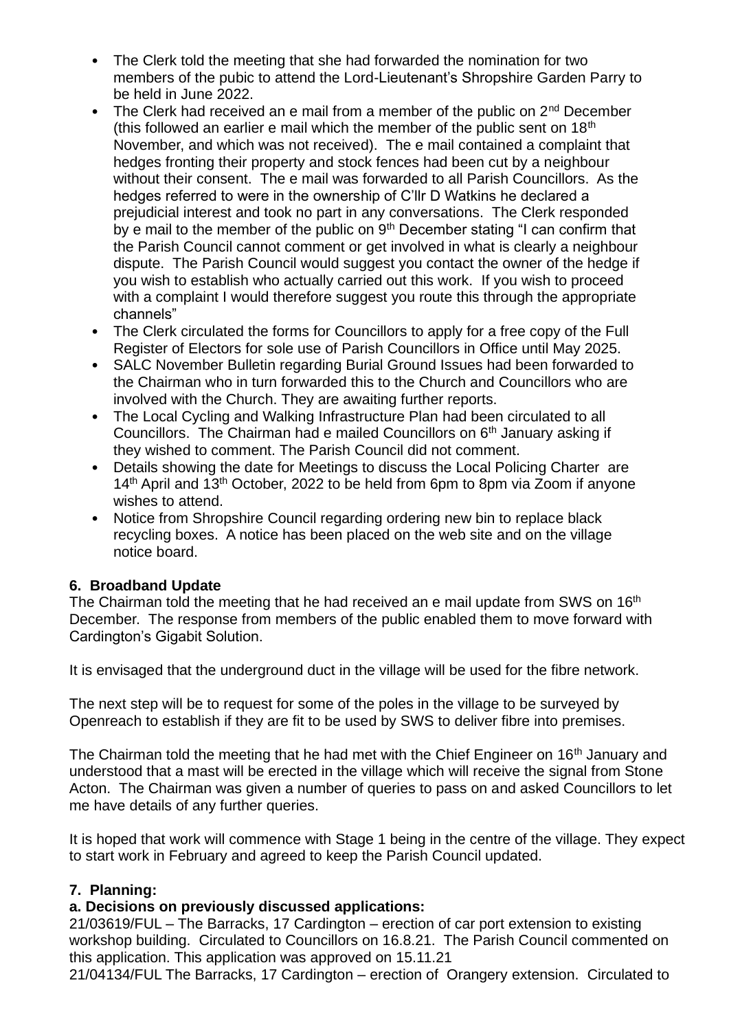- The Clerk told the meeting that she had forwarded the nomination for two members of the pubic to attend the Lord-Lieutenant's Shropshire Garden Parry to be held in June 2022.
- The Clerk had received an e mail from a member of the public on 2nd December (this followed an earlier e mail which the member of the public sent on 18th November, and which was not received). The e mail contained a complaint that hedges fronting their property and stock fences had been cut by a neighbour without their consent. The e mail was forwarded to all Parish Councillors. As the hedges referred to were in the ownership of C'llr D Watkins he declared a prejudicial interest and took no part in any conversations. The Clerk responded by e mail to the member of the public on 9th December stating "I can confirm that the Parish Council cannot comment or get involved in what is clearly a neighbour dispute. The Parish Council would suggest you contact the owner of the hedge if you wish to establish who actually carried out this work. If you wish to proceed with a complaint I would therefore suggest you route this through the appropriate channels"
- The Clerk circulated the forms for Councillors to apply for a free copy of the Full Register of Electors for sole use of Parish Councillors in Office until May 2025.
- SALC November Bulletin regarding Burial Ground Issues had been forwarded to the Chairman who in turn forwarded this to the Church and Councillors who are involved with the Church. They are awaiting further reports.
- The Local Cycling and Walking Infrastructure Plan had been circulated to all Councillors. The Chairman had e mailed Councillors on 6th January asking if they wished to comment. The Parish Council did not comment.
- Details showing the date for Meetings to discuss the Local Policing Charter are 14th April and 13th October, 2022 to be held from 6pm to 8pm via Zoom if anyone wishes to attend.
- Notice from Shropshire Council regarding ordering new bin to replace black recycling boxes. A notice has been placed on the web site and on the village notice board.

**6. Broadband Update**

The Chairman told the meeting that he had received an e mail update from SWS on 16th December. The response from members of the public enabled them to move forward with Cardington's Gigabit Solution.

It is envisaged that the underground duct in the village will be used for the fibre network.

The next step will be to request for some of the poles in the village to be surveyed by Openreach to establish if they are fit to be used by SWS to deliver fibre into premises.

The Chairman told the meeting that he had met with the Chief Engineer on 16th January and understood that a mast will be erected in the village which will receive the signal from Stone Acton. The Chairman was given a number of queries to pass on and asked Councillors to let me have details of any further queries.

It is hoped that work will commence with Stage 1 being in the centre of the village. They expect to start work in February and agreed to keep the Parish Council updated.

**7. Planning:**

**a. Decisions on previously discussed applications:**

21/03619/FUL – The Barracks, 17 Cardington – erection of car port extension to existing workshop building. Circulated to Councillors on 16.8.21. The Parish Council commented on this application. This application was approved on 15.11.21

21/04134/FUL The Barracks, 17 Cardington – erection of Orangery extension. Circulated to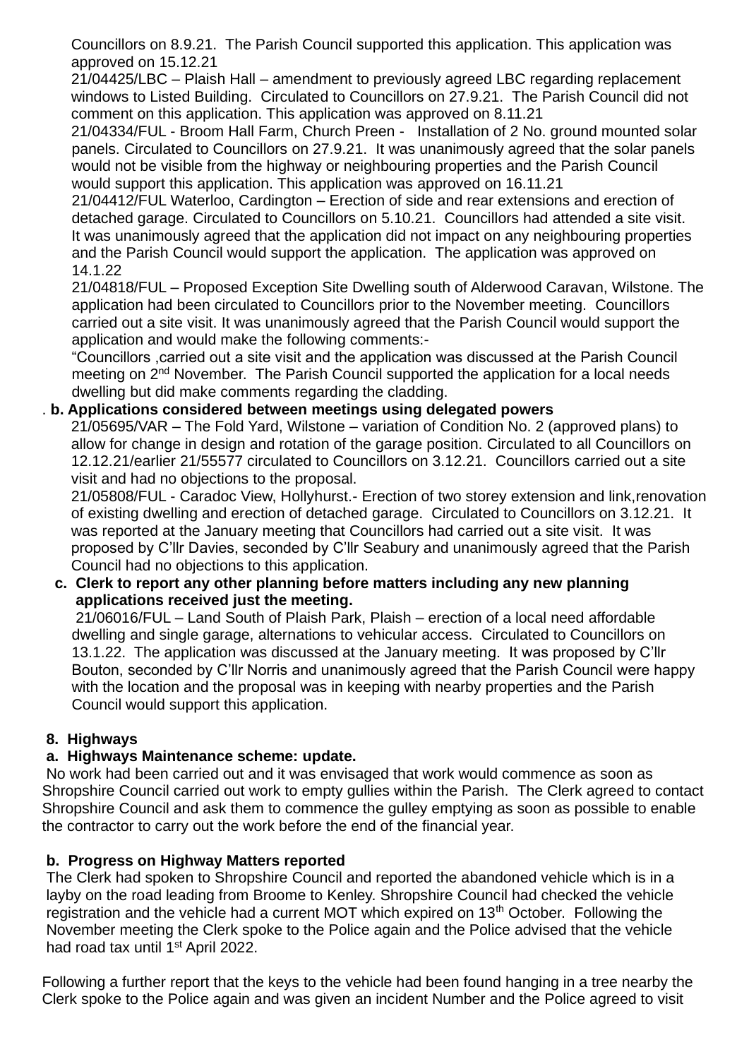Councillors on 8.9.21. The Parish Council supported this application. This application was approved on 15.12.21

21/04425/LBC – Plaish Hall – amendment to previously agreed LBC regarding replacement windows to Listed Building. Circulated to Councillors on 27.9.21. The Parish Council did not comment on this application. This application was approved on 8.11.21

21/04334/FUL - Broom Hall Farm, Church Preen - Installation of 2 No. ground mounted solar panels. Circulated to Councillors on 27.9.21. It was unanimously agreed that the solar panels would not be visible from the highway or neighbouring properties and the Parish Council would support this application. This application was approved on 16.11.21

21/04412/FUL Waterloo, Cardington – Erection of side and rear extensions and erection of detached garage. Circulated to Councillors on 5.10.21. Councillors had attended a site visit. It was unanimously agreed that the application did not impact on any neighbouring properties and the Parish Council would support the application. The application was approved on 14.1.22

21/04818/FUL – Proposed Exception Site Dwelling south of Alderwood Caravan, Wilstone. The application had been circulated to Councillors prior to the November meeting. Councillors carried out a site visit. It was unanimously agreed that the Parish Council would support the application and would make the following comments:-

"Councillors ,carried out a site visit and the application was discussed at the Parish Council meeting on 2nd November. The Parish Council supported the application for a local needs dwelling but did make comments regarding the cladding.

. **b. Applications considered between meetings using delegated powers**

21/05695/VAR – The Fold Yard, Wilstone – variation of Condition No. 2 (approved plans) to allow for change in design and rotation of the garage position. Circulated to all Councillors on 12.12.21/earlier 21/55577 circulated to Councillors on 3.12.21. Councillors carried out a site visit and had no objections to the proposal.

21/05808/FUL - Caradoc View, Hollyhurst.- Erection of two storey extension and link,renovation of existing dwelling and erection of detached garage. Circulated to Councillors on 3.12.21. It was reported at the January meeting that Councillors had carried out a site visit. It was proposed by C'llr Davies, seconded by C'llr Seabury and unanimously agreed that the Parish Council had no objections to this application.

**c. Clerk to report any other planning before matters including any new planning applications received just the meeting.**

21/06016/FUL – Land South of Plaish Park, Plaish – erection of a local need affordable dwelling and single garage, alternations to vehicular access. Circulated to Councillors on 13.1.22. The application was discussed at the January meeting. It was proposed by C'llr Bouton, seconded by C'llr Norris and unanimously agreed that the Parish Council were happy with the location and the proposal was in keeping with nearby properties and the Parish Council would support this application.

**8. Highways**

**a. Highways Maintenance scheme: update.**

No work had been carried out and it was envisaged that work would commence as soon as Shropshire Council carried out work to empty gullies within the Parish. The Clerk agreed to contact Shropshire Council and ask them to commence the gulley emptying as soon as possible to enable the contractor to carry out the work before the end of the financial year.

**b. Progress on Highway Matters reported**

The Clerk had spoken to Shropshire Council and reported the abandoned vehicle which is in a layby on the road leading from Broome to Kenley. Shropshire Council had checked the vehicle registration and the vehicle had a current MOT which expired on 13th October. Following the November meeting the Clerk spoke to the Police again and the Police advised that the vehicle had road tax until 1st April 2022.

Following a further report that the keys to the vehicle had been found hanging in a tree nearby the Clerk spoke to the Police again and was given an incident Number and the Police agreed to visit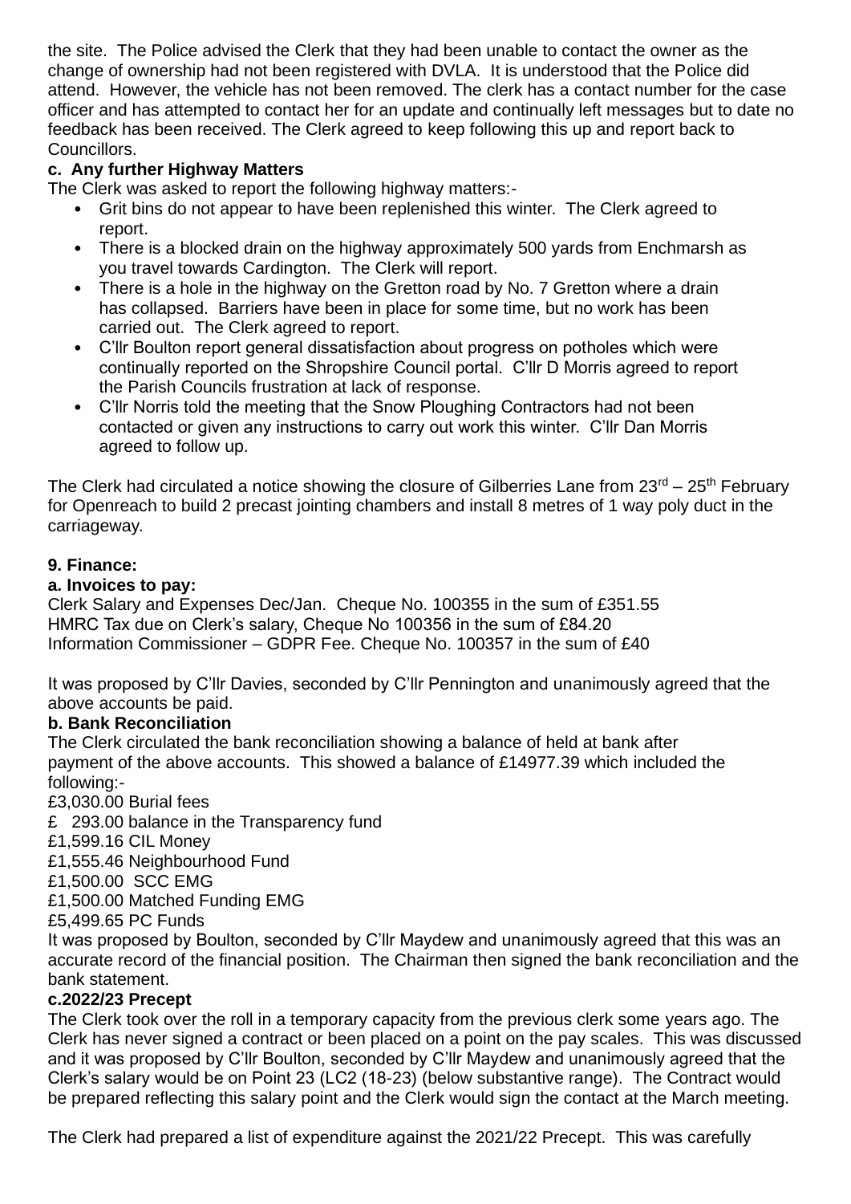the site. The Police advised the Clerk that they had been unable to contact the owner as the change of ownership had not been registered with DVLA. It is understood that the Police did attend. However, the vehicle has not been removed. The clerk has a contact number for the case officer and has attempted to contact her for an update and continually left messages but to date no feedback has been received. The Clerk agreed to keep following this up and report back to Councillors.

**c. Any further Highway Matters**

The Clerk was asked to report the following highway matters:-

- Grit bins do not appear to have been replenished this winter. The Clerk agreed to report.
- There is a blocked drain on the highway approximately 500 yards from Enchmarsh as you travel towards Cardington. The Clerk will report.
- There is a hole in the highway on the Gretton road by No. 7 Gretton where a drain has collapsed. Barriers have been in place for some time, but no work has been carried out. The Clerk agreed to report.
- C'llr Boulton report general dissatisfaction about progress on potholes which were continually reported on the Shropshire Council portal. C'llr D Morris agreed to report the Parish Councils frustration at lack of response.
- C'llr Norris told the meeting that the Snow Ploughing Contractors had not been contacted or given any instructions to carry out work this winter. C'llr Dan Morris agreed to follow up.

The Clerk had circulated a notice showing the closure of Gilberries Lane from 23rd – 25th February for Openreach to build 2 precast jointing chambers and install 8 metres of 1 way poly duct in the carriageway.

**9. Finance:**

**a. Invoices to pay:**

Clerk Salary and Expenses Dec/Jan. Cheque No. 100355 in the sum of £351.55
HMRC Tax due on Clerk's salary, Cheque No 100356 in the sum of £84.20
Information Commissioner – GDPR Fee. Cheque No. 100357 in the sum of £40

It was proposed by C'llr Davies, seconded by C'llr Pennington and unanimously agreed that the above accounts be paid.

**b. Bank Reconciliation**

The Clerk circulated the bank reconciliation showing a balance of held at bank after payment of the above accounts. This showed a balance of £14977.39 which included the following:-

£3,030.00 Burial fees
£ 293.00 balance in the Transparency fund
£1,599.16 CIL Money
£1,555.46 Neighbourhood Fund
£1,500.00 SCC EMG
£1,500.00 Matched Funding EMG
£5,499.65 PC Funds

It was proposed by Boulton, seconded by C'llr Maydew and unanimously agreed that this was an accurate record of the financial position. The Chairman then signed the bank reconciliation and the bank statement.

**c.2022/23 Precept**

The Clerk took over the roll in a temporary capacity from the previous clerk some years ago. The Clerk has never signed a contract or been placed on a point on the pay scales. This was discussed and it was proposed by C'llr Boulton, seconded by C'llr Maydew and unanimously agreed that the Clerk's salary would be on Point 23 (LC2 (18-23) (below substantive range). The Contract would be prepared reflecting this salary point and the Clerk would sign the contact at the March meeting.

The Clerk had prepared a list of expenditure against the 2021/22 Precept. This was carefully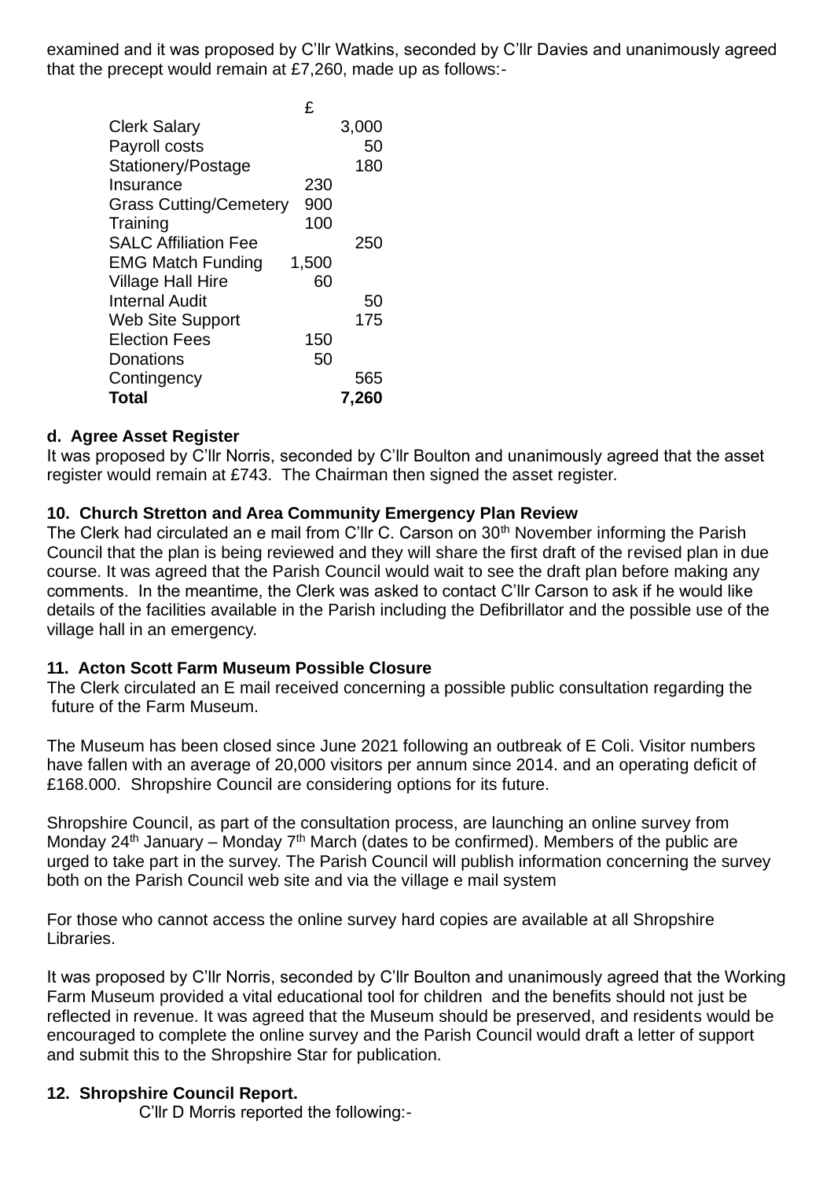examined and it was proposed by C'llr Watkins, seconded by C'llr Davies and unanimously agreed that the precept would remain at £7,260, made up as follows:-

| | £ | |
|---|---|---|
| Clerk Salary | | 3,000 |
| Payroll costs | | 50 |
| Stationery/Postage | | 180 |
| Insurance | 230 | |
| Grass Cutting/Cemetery | 900 | |
| Training | 100 | |
| SALC Affiliation Fee | | 250 |
| EMG Match Funding | 1,500 | |
| Village Hall Hire | 60 | |
| Internal Audit | | 50 |
| Web Site Support | | 175 |
| Election Fees | 150 | |
| Donations | 50 | |
| Contingency | | 565 |
| **Total** | | **7,260** |

**d. Agree Asset Register**

It was proposed by C'llr Norris, seconded by C'llr Boulton and unanimously agreed that the asset register would remain at £743. The Chairman then signed the asset register.

**10. Church Stretton and Area Community Emergency Plan Review**

The Clerk had circulated an e mail from C'llr C. Carson on 30th November informing the Parish Council that the plan is being reviewed and they will share the first draft of the revised plan in due course. It was agreed that the Parish Council would wait to see the draft plan before making any comments. In the meantime, the Clerk was asked to contact C'llr Carson to ask if he would like details of the facilities available in the Parish including the Defibrillator and the possible use of the village hall in an emergency.

**11. Acton Scott Farm Museum Possible Closure**

The Clerk circulated an E mail received concerning a possible public consultation regarding the future of the Farm Museum.

The Museum has been closed since June 2021 following an outbreak of E Coli. Visitor numbers have fallen with an average of 20,000 visitors per annum since 2014. and an operating deficit of £168.000. Shropshire Council are considering options for its future.

Shropshire Council, as part of the consultation process, are launching an online survey from Monday 24th January – Monday 7th March (dates to be confirmed). Members of the public are urged to take part in the survey. The Parish Council will publish information concerning the survey both on the Parish Council web site and via the village e mail system

For those who cannot access the online survey hard copies are available at all Shropshire Libraries.

It was proposed by C'llr Norris, seconded by C'llr Boulton and unanimously agreed that the Working Farm Museum provided a vital educational tool for children and the benefits should not just be reflected in revenue. It was agreed that the Museum should be preserved, and residents would be encouraged to complete the online survey and the Parish Council would draft a letter of support and submit this to the Shropshire Star for publication.

**12. Shropshire Council Report.**

C'llr D Morris reported the following:-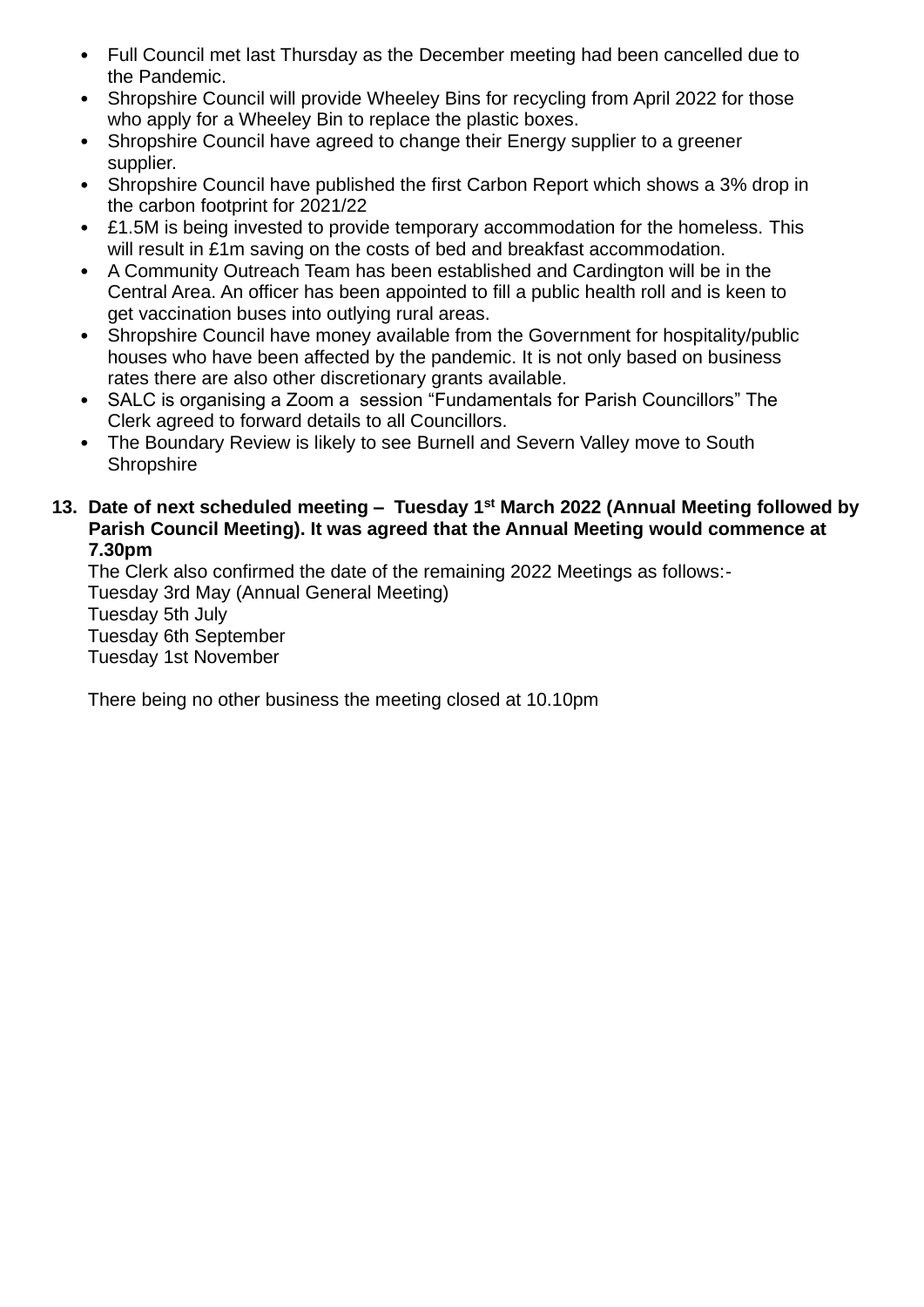- Full Council met last Thursday as the December meeting had been cancelled due to the Pandemic.
- Shropshire Council will provide Wheeley Bins for recycling from April 2022 for those who apply for a Wheeley Bin to replace the plastic boxes.
- Shropshire Council have agreed to change their Energy supplier to a greener supplier.
- Shropshire Council have published the first Carbon Report which shows a 3% drop in the carbon footprint for 2021/22
- £1.5M is being invested to provide temporary accommodation for the homeless. This will result in £1m saving on the costs of bed and breakfast accommodation.
- A Community Outreach Team has been established and Cardington will be in the Central Area. An officer has been appointed to fill a public health roll and is keen to get vaccination buses into outlying rural areas.
- Shropshire Council have money available from the Government for hospitality/public houses who have been affected by the pandemic. It is not only based on business rates there are also other discretionary grants available.
- SALC is organising a Zoom a session "Fundamentals for Parish Councillors" The Clerk agreed to forward details to all Councillors.
- The Boundary Review is likely to see Burnell and Severn Valley move to South Shropshire

**13. Date of next scheduled meeting – Tuesday 1st March 2022 (Annual Meeting followed by Parish Council Meeting). It was agreed that the Annual Meeting would commence at 7.30pm**

The Clerk also confirmed the date of the remaining 2022 Meetings as follows:-
Tuesday 3rd May (Annual General Meeting)
Tuesday 5th July
Tuesday 6th September
Tuesday 1st November

There being no other business the meeting closed at 10.10pm